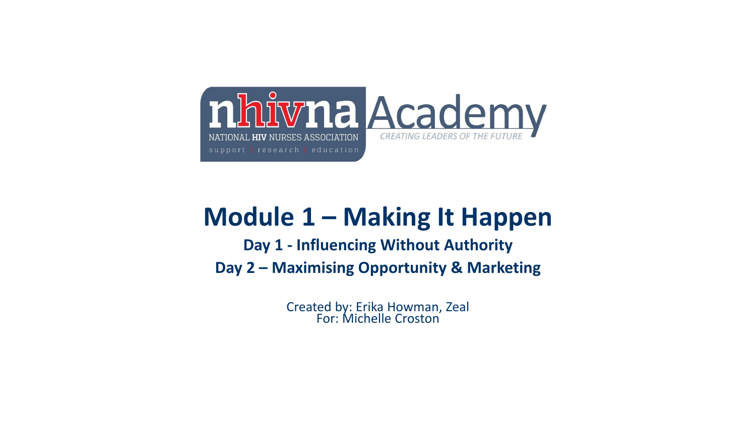nhivna NATIONAL HIV NURSES ASSOCIATION

support | research | education

Academy

*CREATING LEADERS OF THE FUTURE*

# Module 1 – Making It Happen

## Day 1 - Influencing Without Authority

## Day 2 – Maximising Opportunity & Marketing

Created by: Erika Howman, Zeal
For: Michelle Croston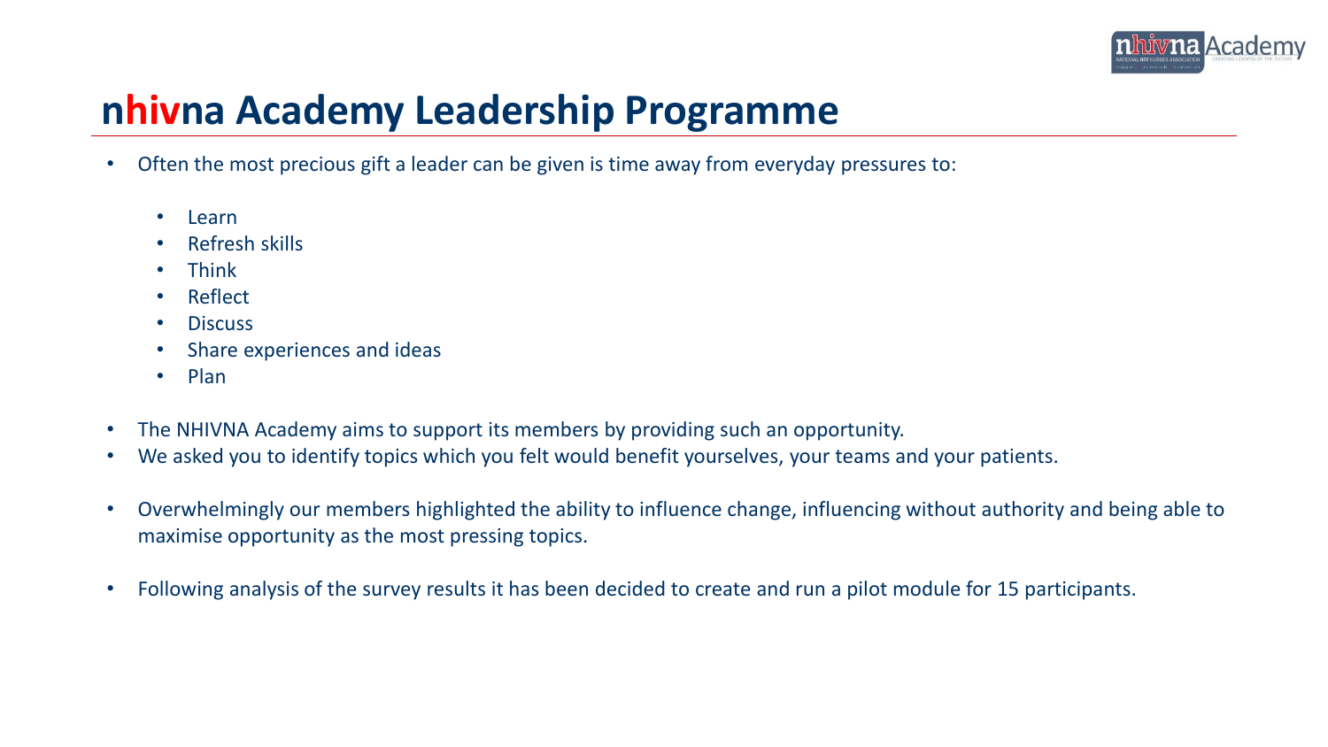# nhivna Academy Leadership Programme

- Often the most precious gift a leader can be given is time away from everyday pressures to:
  - Learn
  - Refresh skills
  - Think
  - Reflect
  - Discuss
  - Share experiences and ideas
  - Plan
- The NHIVNA Academy aims to support its members by providing such an opportunity.
- We asked you to identify topics which you felt would benefit yourselves, your teams and your patients.
- Overwhelmingly our members highlighted the ability to influence change, influencing without authority and being able to maximise opportunity as the most pressing topics.
- Following analysis of the survey results it has been decided to create and run a pilot module for 15 participants.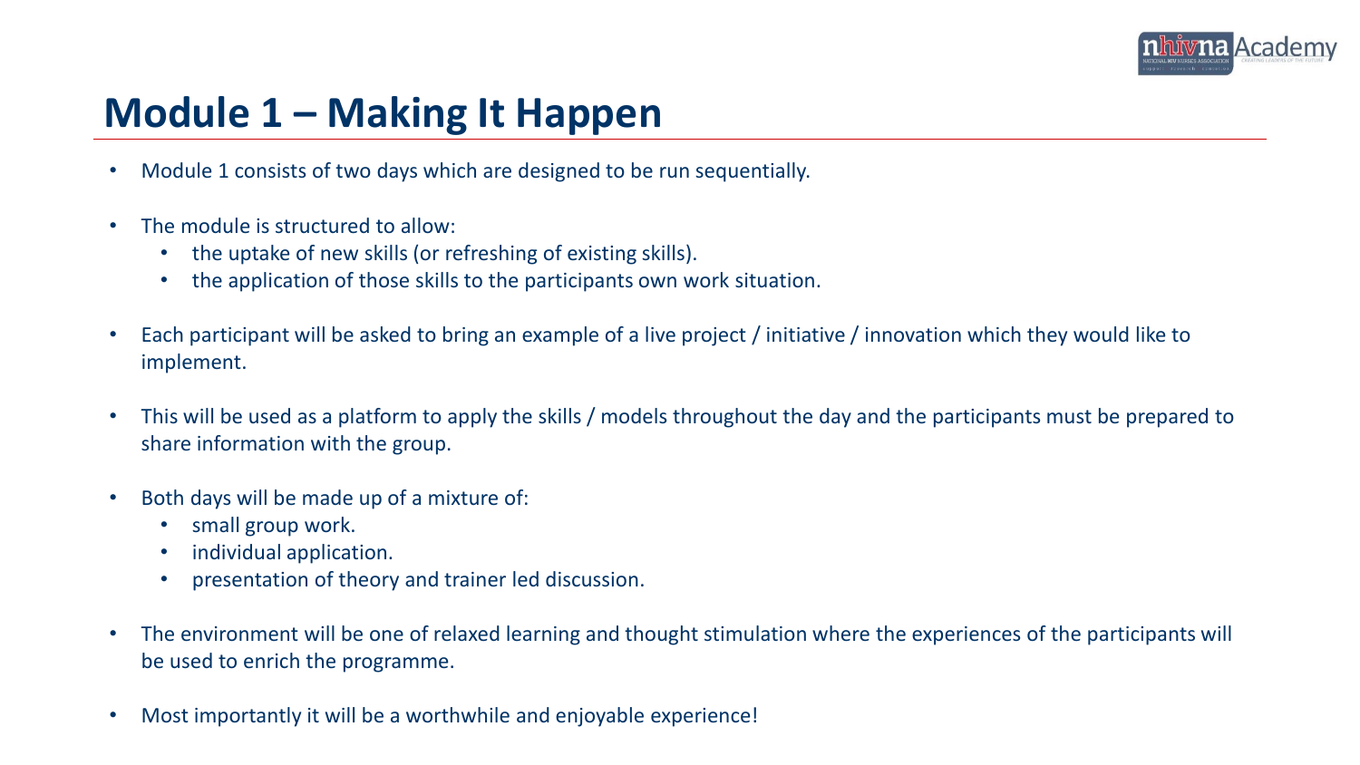# Module 1 – Making It Happen

- Module 1 consists of two days which are designed to be run sequentially.
- The module is structured to allow:
  - the uptake of new skills (or refreshing of existing skills).
  - the application of those skills to the participants own work situation.
- Each participant will be asked to bring an example of a live project / initiative / innovation which they would like to implement.
- This will be used as a platform to apply the skills / models throughout the day and the participants must be prepared to share information with the group.
- Both days will be made up of a mixture of:
  - small group work.
  - individual application.
  - presentation of theory and trainer led discussion.
- The environment will be one of relaxed learning and thought stimulation where the experiences of the participants will be used to enrich the programme.
- Most importantly it will be a worthwhile and enjoyable experience!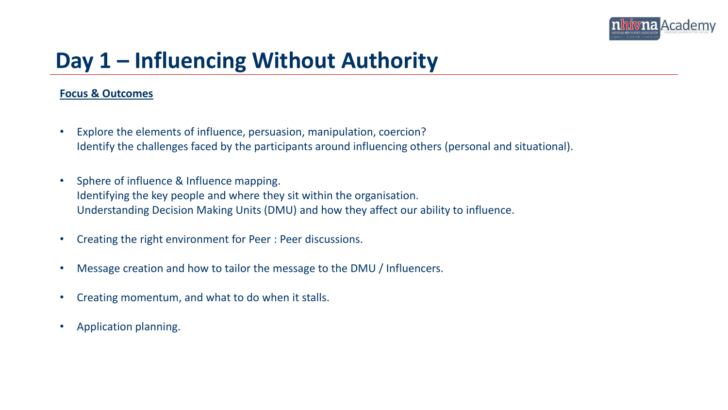# Day 1 – Influencing Without Authority

**Focus & Outcomes**

- Explore the elements of influence, persuasion, manipulation, coercion?
  Identify the challenges faced by the participants around influencing others (personal and situational).
- Sphere of influence & Influence mapping.
  Identifying the key people and where they sit within the organisation.
  Understanding Decision Making Units (DMU) and how they affect our ability to influence.
- Creating the right environment for Peer : Peer discussions.
- Message creation and how to tailor the message to the DMU / Influencers.
- Creating momentum, and what to do when it stalls.
- Application planning.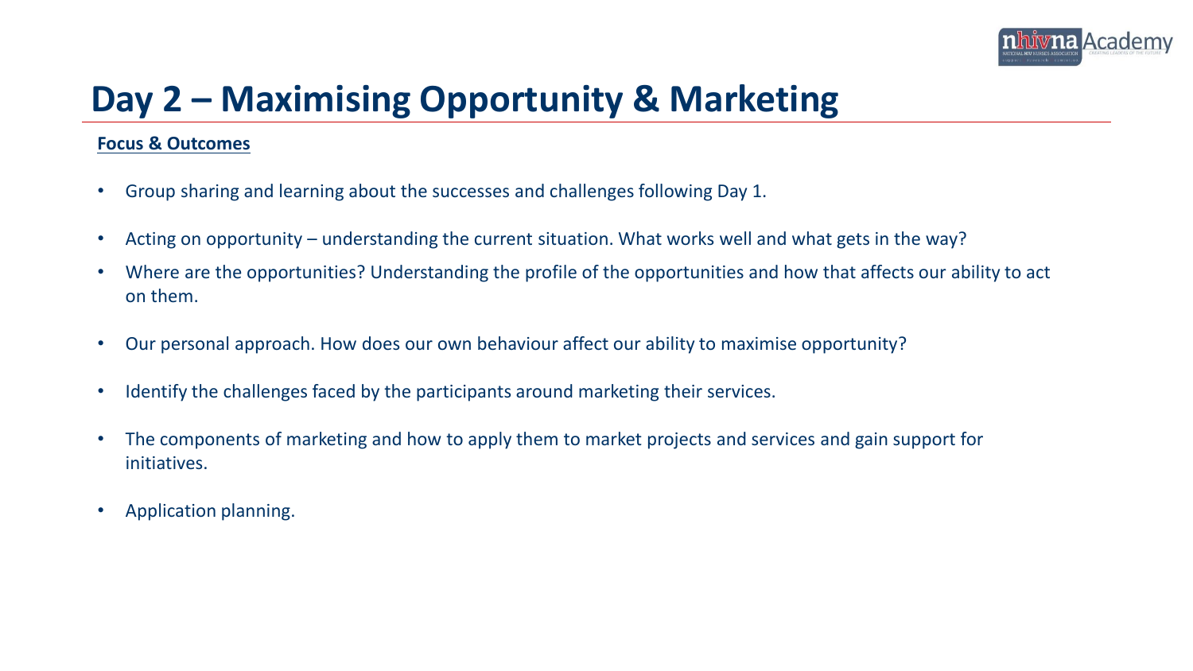# Day 2 – Maximising Opportunity & Marketing

**Focus & Outcomes**

- Group sharing and learning about the successes and challenges following Day 1.
- Acting on opportunity – understanding the current situation. What works well and what gets in the way?
- Where are the opportunities? Understanding the profile of the opportunities and how that affects our ability to act on them.
- Our personal approach. How does our own behaviour affect our ability to maximise opportunity?
- Identify the challenges faced by the participants around marketing their services.
- The components of marketing and how to apply them to market projects and services and gain support for initiatives.
- Application planning.